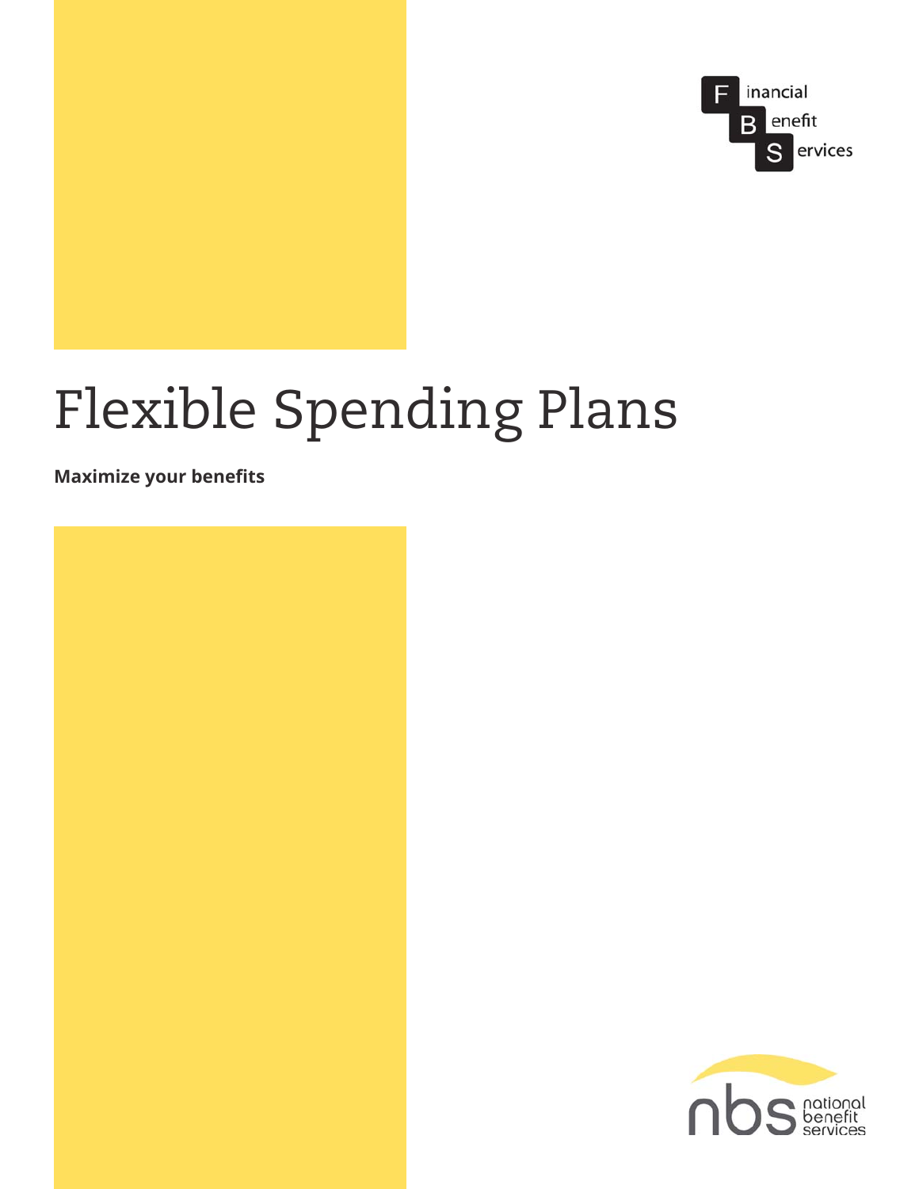Financial Benefit Services

# Flexible Spending Plans

**Maximize your benefits**

national benefit services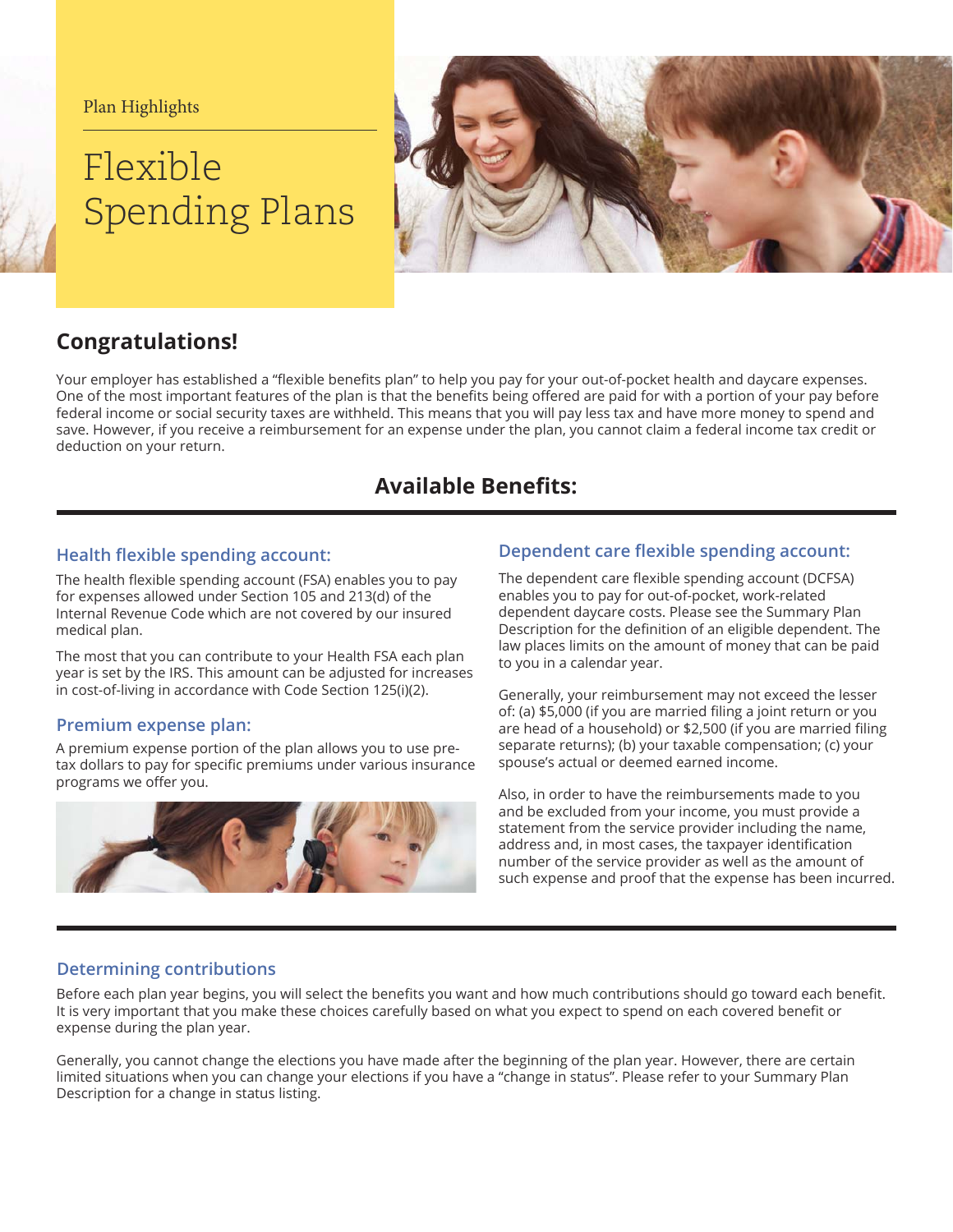Plan Highlights

# Flexible Spending Plans

## Congratulations!

Your employer has established a "flexible benefits plan" to help you pay for your out-of-pocket health and daycare expenses. One of the most important features of the plan is that the benefits being offered are paid for with a portion of your pay before federal income or social security taxes are withheld. This means that you will pay less tax and have more money to spend and save. However, if you receive a reimbursement for an expense under the plan, you cannot claim a federal income tax credit or deduction on your return.

## Available Benefits:

### Health flexible spending account:

The health flexible spending account (FSA) enables you to pay for expenses allowed under Section 105 and 213(d) of the Internal Revenue Code which are not covered by our insured medical plan.

The most that you can contribute to your Health FSA each plan year is set by the IRS. This amount can be adjusted for increases in cost-of-living in accordance with Code Section 125(i)(2).

### Premium expense plan:

A premium expense portion of the plan allows you to use pre-tax dollars to pay for specific premiums under various insurance programs we offer you.

### Dependent care flexible spending account:

The dependent care flexible spending account (DCFSA) enables you to pay for out-of-pocket, work-related dependent daycare costs. Please see the Summary Plan Description for the definition of an eligible dependent. The law places limits on the amount of money that can be paid to you in a calendar year.

Generally, your reimbursement may not exceed the lesser of: (a) $5,000 (if you are married filing a joint return or you are head of a household) or $2,500 (if you are married filing separate returns); (b) your taxable compensation; (c) your spouse's actual or deemed earned income.

Also, in order to have the reimbursements made to you and be excluded from your income, you must provide a statement from the service provider including the name, address and, in most cases, the taxpayer identification number of the service provider as well as the amount of such expense and proof that the expense has been incurred.

### Determining contributions

Before each plan year begins, you will select the benefits you want and how much contributions should go toward each benefit. It is very important that you make these choices carefully based on what you expect to spend on each covered benefit or expense during the plan year.

Generally, you cannot change the elections you have made after the beginning of the plan year. However, there are certain limited situations when you can change your elections if you have a "change in status". Please refer to your Summary Plan Description for a change in status listing.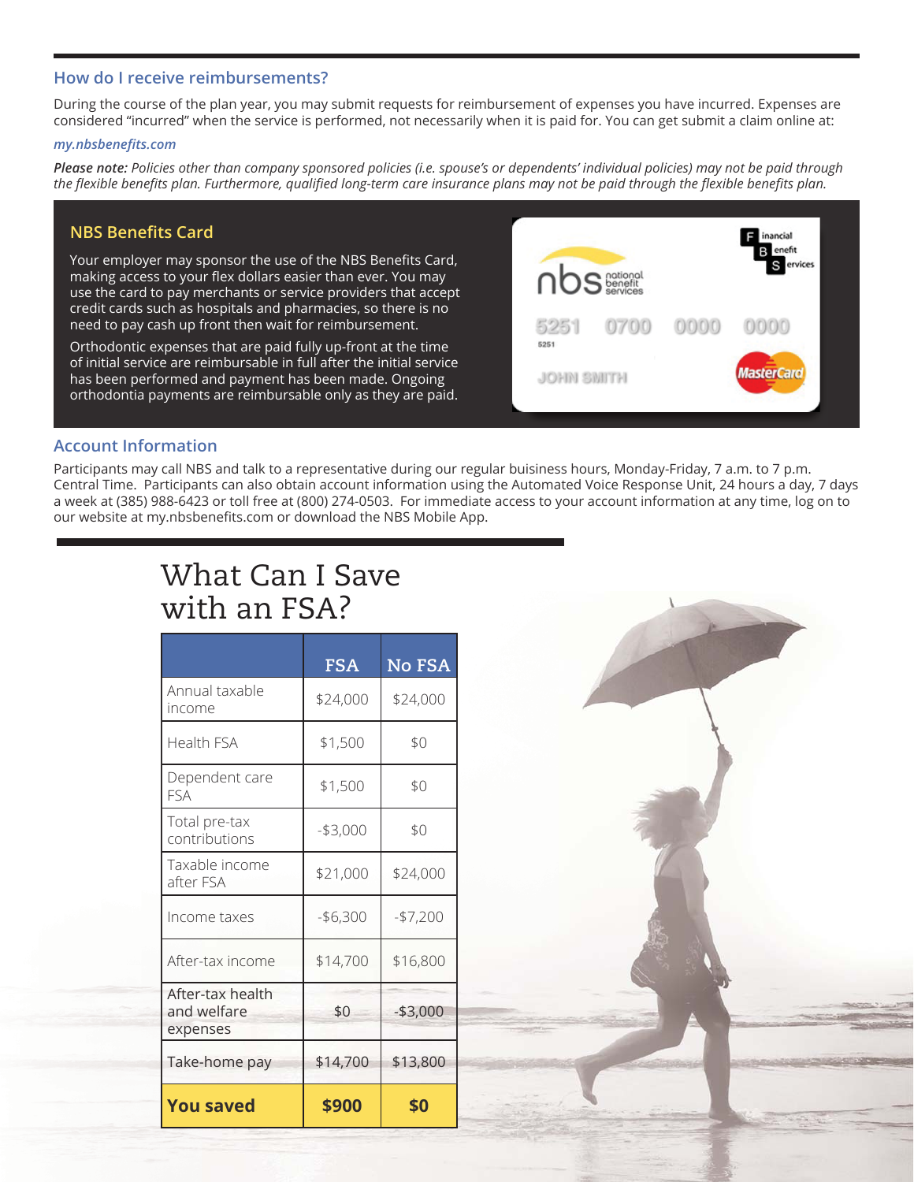## How do I receive reimbursements?

During the course of the plan year, you may submit requests for reimbursement of expenses you have incurred. Expenses are considered "incurred" when the service is performed, not necessarily when it is paid for. You can get submit a claim online at:

*my.nbsbenefits.com*

***Please note:*** *Policies other than company sponsored policies (i.e. spouse's or dependents' individual policies) may not be paid through the flexible benefits plan. Furthermore, qualified long-term care insurance plans may not be paid through the flexible benefits plan.*

## NBS Benefits Card

Your employer may sponsor the use of the NBS Benefits Card, making access to your flex dollars easier than ever. You may use the card to pay merchants or service providers that accept credit cards such as hospitals and pharmacies, so there is no need to pay cash up front then wait for reimbursement.

Orthodontic expenses that are paid fully up-front at the time of initial service are reimbursable in full after the initial service has been performed and payment has been made. Ongoing orthodontia payments are reimbursable only as they are paid.

## Account Information

Participants may call NBS and talk to a representative during our regular buisiness hours, Monday-Friday, 7 a.m. to 7 p.m. Central Time. Participants can also obtain account information using the Automated Voice Response Unit, 24 hours a day, 7 days a week at (385) 988-6423 or toll free at (800) 274-0503. For immediate access to your account information at any time, log on to our website at my.nbsbenefits.com or download the NBS Mobile App.

# What Can I Save with an FSA?

| | FSA | No FSA |
|---|---|---|
| Annual taxable income | $24,000 | $24,000 |
| Health FSA | $1,500 | $0 |
| Dependent care FSA | $1,500 | $0 |
| Total pre-tax contributions | -$3,000 | $0 |
| Taxable income after FSA | $21,000 | $24,000 |
| Income taxes | -$6,300 | -$7,200 |
| After-tax income | $14,700 | $16,800 |
| After-tax health and welfare expenses | $0 | -$3,000 |
| Take-home pay | $14,700 | $13,800 |
| **You saved** | **$900** | **$0** |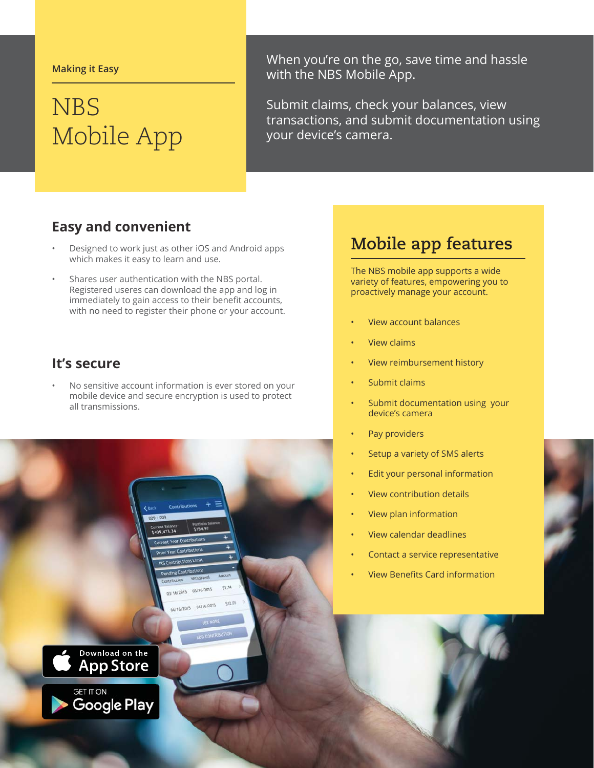Making it Easy

# NBS Mobile App

When you're on the go, save time and hassle with the NBS Mobile App.

Submit claims, check your balances, view transactions, and submit documentation using your device's camera.

## Easy and convenient

- Designed to work just as other iOS and Android apps which makes it easy to learn and use.
- Shares user authentication with the NBS portal. Registered useres can download the app and log in immediately to gain access to their benefit accounts, with no need to register their phone or your account.

## It's secure

- No sensitive account information is ever stored on your mobile device and secure encryption is used to protect all transmissions.

## Mobile app features

The NBS mobile app supports a wide variety of features, empowering you to proactively manage your account.

- View account balances
- View claims
- View reimbursement history
- Submit claims
- Submit documentation using your device's camera
- Pay providers
- Setup a variety of SMS alerts
- Edit your personal information
- View contribution details
- View plan information
- View calendar deadlines
- Contact a service representative
- View Benefits Card information

Download on the App Store

GET IT ON Google Play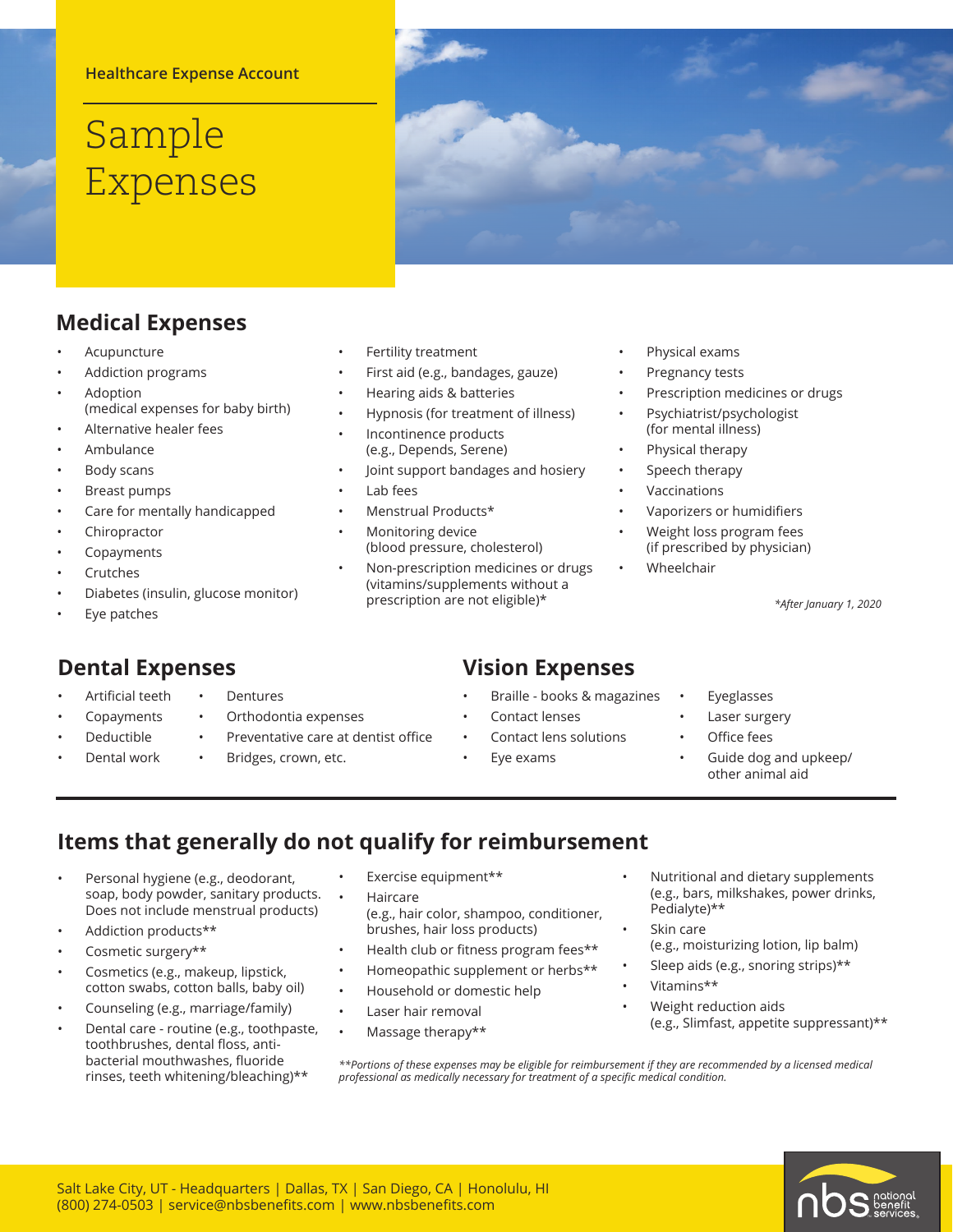Healthcare Expense Account

# Sample Expenses

## Medical Expenses

- Acupuncture
- Addiction programs
- Adoption (medical expenses for baby birth)
- Alternative healer fees
- Ambulance
- Body scans
- Breast pumps
- Care for mentally handicapped
- Chiropractor
- Copayments
- Crutches
- Diabetes (insulin, glucose monitor)
- Eye patches
- Fertility treatment
- First aid (e.g., bandages, gauze)
- Hearing aids & batteries
- Hypnosis (for treatment of illness)
- Incontinence products (e.g., Depends, Serene)
- Joint support bandages and hosiery
- Lab fees
- Menstrual Products*
- Monitoring device (blood pressure, cholesterol)
- Non-prescription medicines or drugs (vitamins/supplements without a prescription are not eligible)*
- Physical exams
- Pregnancy tests
- Prescription medicines or drugs
- Psychiatrist/psychologist (for mental illness)
- Physical therapy
- Speech therapy
- Vaccinations
- Vaporizers or humidifiers
- Weight loss program fees (if prescribed by physician)
- Wheelchair

*\*After January 1, 2020*

## Dental Expenses

- Artificial teeth
- Copayments
- Deductible
- Dental work
- Dentures
- Orthodontia expenses
- Preventative care at dentist office
- Bridges, crown, etc.

## Vision Expenses

- Braille - books & magazines
- Contact lenses
- Contact lens solutions
- Eye exams
- Eyeglasses
- Laser surgery
- Office fees
- Guide dog and upkeep/ other animal aid

## Items that generally do not qualify for reimbursement

- Personal hygiene (e.g., deodorant, soap, body powder, sanitary products. Does not include menstrual products)
- Addiction products**
- Cosmetic surgery**
- Cosmetics (e.g., makeup, lipstick, cotton swabs, cotton balls, baby oil)
- Counseling (e.g., marriage/family)
- Dental care - routine (e.g., toothpaste, toothbrushes, dental floss, anti-bacterial mouthwashes, fluoride rinses, teeth whitening/bleaching)**
- Exercise equipment**
- Haircare (e.g., hair color, shampoo, conditioner, brushes, hair loss products)
- Health club or fitness program fees**
- Homeopathic supplement or herbs**
- Household or domestic help
- Laser hair removal
- Massage therapy**
- Nutritional and dietary supplements (e.g., bars, milkshakes, power drinks, Pedialyte)**
- Skin care (e.g., moisturizing lotion, lip balm)
- Sleep aids (e.g., snoring strips)**
- Vitamins**
- Weight reduction aids (e.g., Slimfast, appetite suppressant)**

*\*\*Portions of these expenses may be eligible for reimbursement if they are recommended by a licensed medical professional as medically necessary for treatment of a specific medical condition.*

Salt Lake City, UT - Headquarters | Dallas, TX | San Diego, CA | Honolulu, HI
(800) 274-0503 | service@nbsbenefits.com | www.nbsbenefits.com

nbs national benefit services